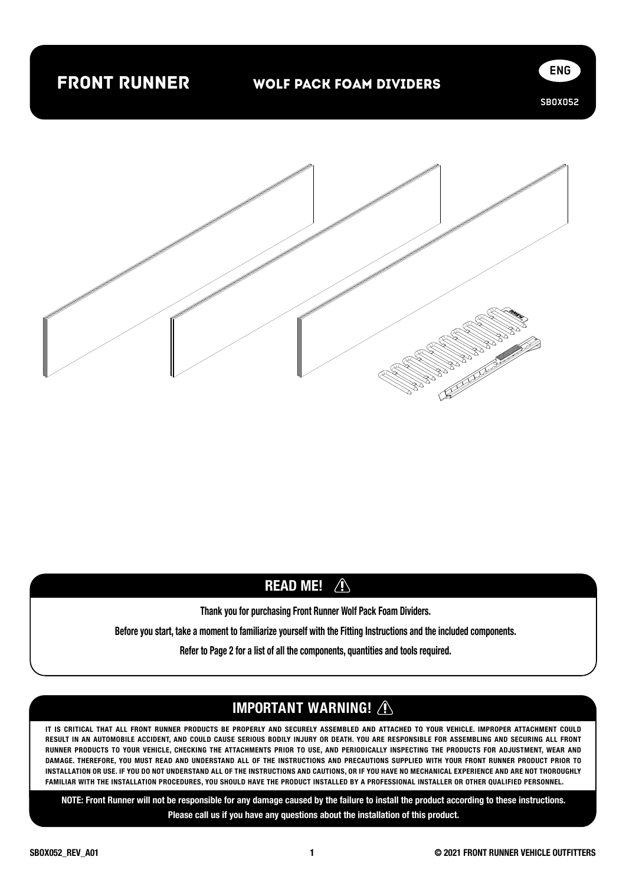# FRONT RUNNER

## WOLF PACK FOAM DIVIDERS

ENG

SBOX052

## READ ME!

Thank you for purchasing Front Runner Wolf Pack Foam Dividers.

Before you start, take a moment to familiarize yourself with the Fitting Instructions and the included components.

Refer to Page 2 for a list of all the components, quantities and tools required.

## IMPORTANT WARNING!

IT IS CRITICAL THAT ALL FRONT RUNNER PRODUCTS BE PROPERLY AND SECURELY ASSEMBLED AND ATTACHED TO YOUR VEHICLE. IMPROPER ATTACHMENT COULD RESULT IN AN AUTOMOBILE ACCIDENT, AND COULD CAUSE SERIOUS BODILY INJURY OR DEATH. YOU ARE RESPONSIBLE FOR ASSEMBLING AND SECURING ALL FRONT RUNNER PRODUCTS TO YOUR VEHICLE, CHECKING THE ATTACHMENTS PRIOR TO USE, AND PERIODICALLY INSPECTING THE PRODUCTS FOR ADJUSTMENT, WEAR AND DAMAGE. THEREFORE, YOU MUST READ AND UNDERSTAND ALL OF THE INSTRUCTIONS AND PRECAUTIONS SUPPLIED WITH YOUR FRONT RUNNER PRODUCT PRIOR TO INSTALLATION OR USE. IF YOU DO NOT UNDERSTAND ALL OF THE INSTRUCTIONS AND CAUTIONS, OR IF YOU HAVE NO MECHANICAL EXPERIENCE AND ARE NOT THOROUGHLY FAMILIAR WITH THE INSTALLATION PROCEDURES, YOU SHOULD HAVE THE PRODUCT INSTALLED BY A PROFESSIONAL INSTALLER OR OTHER QUALIFIED PERSONNEL.

**NOTE: Front Runner will not be responsible for any damage caused by the failure to install the product according to these instructions. Please call us if you have any questions about the installation of this product.**

SBOX052_REV_A01

© 2021 FRONT RUNNER VEHICLE OUTFITTERS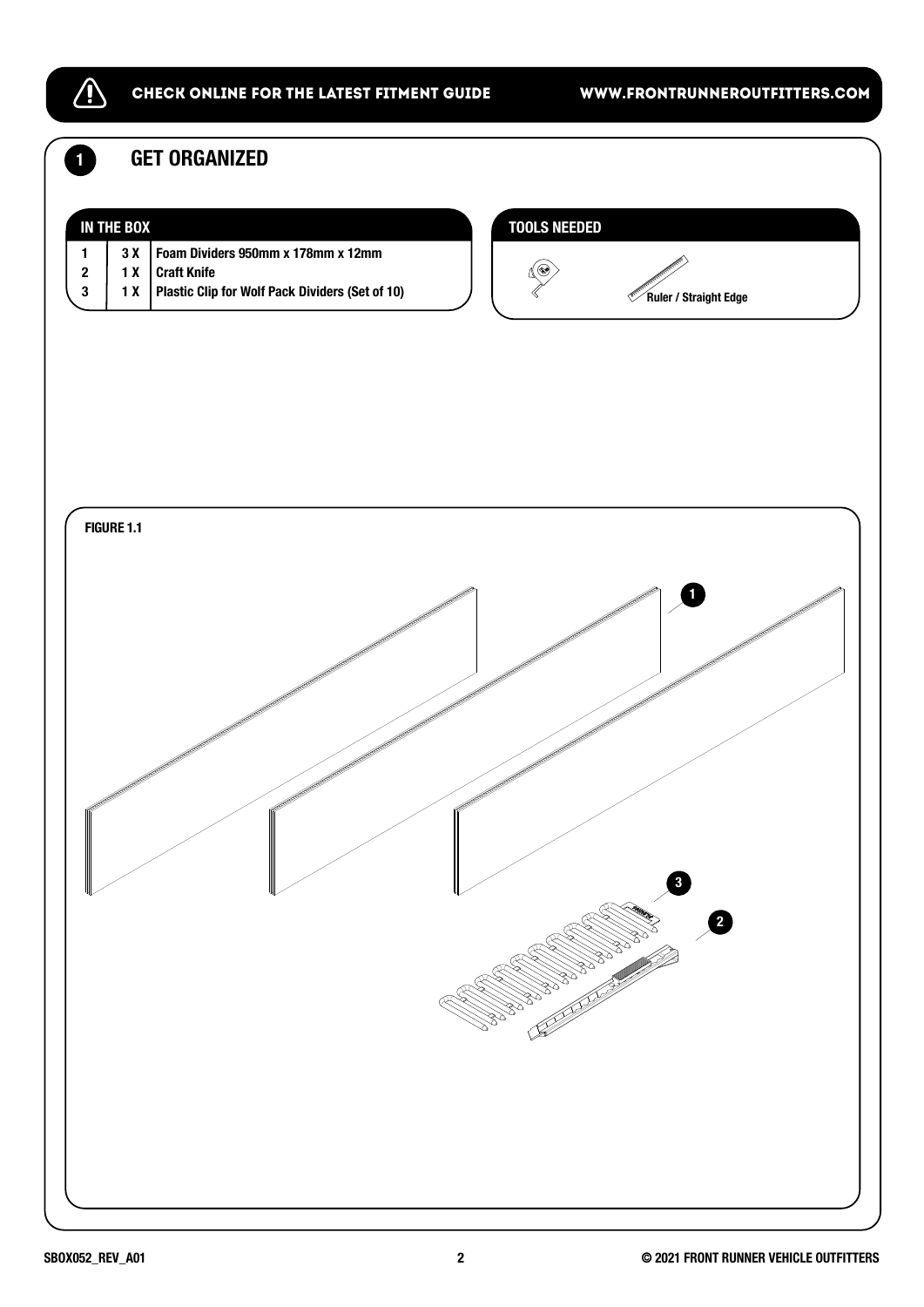# 1 GET ORGANIZED

## IN THE BOX

| # | Qty | Item |
| --- | --- | --- |
| 1 | 3 X | Foam Dividers 950mm x 178mm x 12mm |
| 2 | 1 X | Craft Knife |
| 3 | 1 X | Plastic Clip for Wolf Pack Dividers (Set of 10) |

## TOOLS NEEDED

- Ruler / Straight Edge

FIGURE 1.1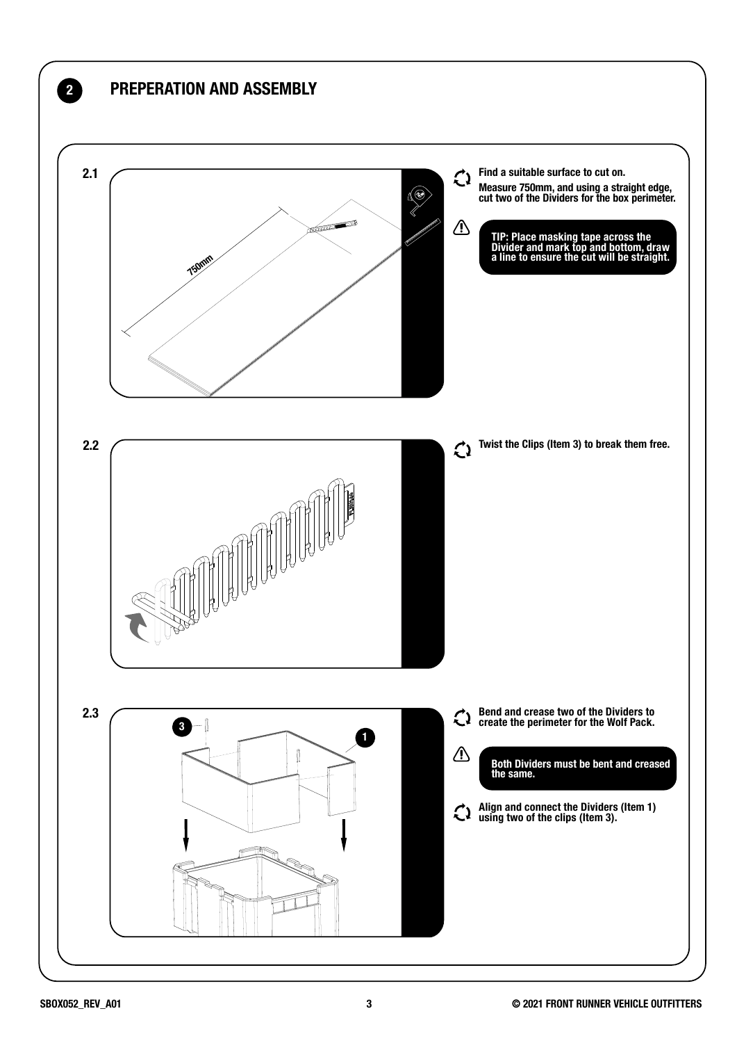## 2 PREPERATION AND ASSEMBLY

### 2.1

750mm

Find a suitable surface to cut on.

Measure 750mm, and using a straight edge, cut two of the Dividers for the box perimeter.

**TIP: Place masking tape across the Divider and mark top and bottom, draw a line to ensure the cut will be straight.**

### 2.2

Twist the Clips (Item 3) to break them free.

### 2.3

3

1

Bend and crease two of the Dividers to create the perimeter for the Wolf Pack.

**Both Dividers must be bent and creased the same.**

Align and connect the Dividers (Item 1) using two of the clips (Item 3).

SBOX052_REV_A01

© 2021 FRONT RUNNER VEHICLE OUTFITTERS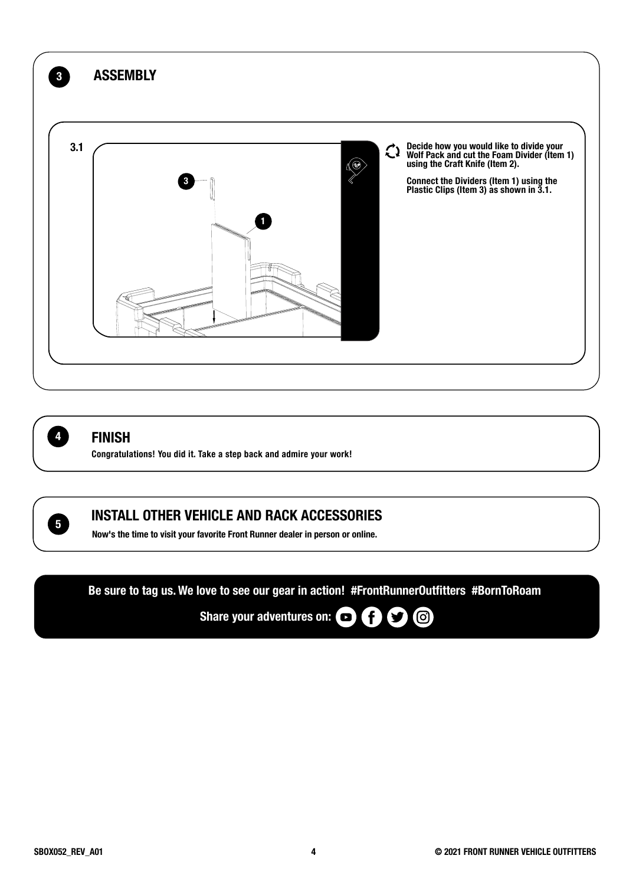## 3 ASSEMBLY

3.1

3

1

Decide how you would like to divide your Wolf Pack and cut the Foam Divider (Item 1) using the Craft Knife (Item 2).

Connect the Dividers (Item 1) using the Plastic Clips (Item 3) as shown in 3.1.

## 4 FINISH

**Congratulations! You did it. Take a step back and admire your work!**

## 5 INSTALL OTHER VEHICLE AND RACK ACCESSORIES

**Now's the time to visit your favorite Front Runner dealer in person or online.**

**Be sure to tag us. We love to see our gear in action! #FrontRunnerOutfitters #BornToRoam**

**Share your adventures on:**

SBOX052_REV_A01

© 2021 FRONT RUNNER VEHICLE OUTFITTERS